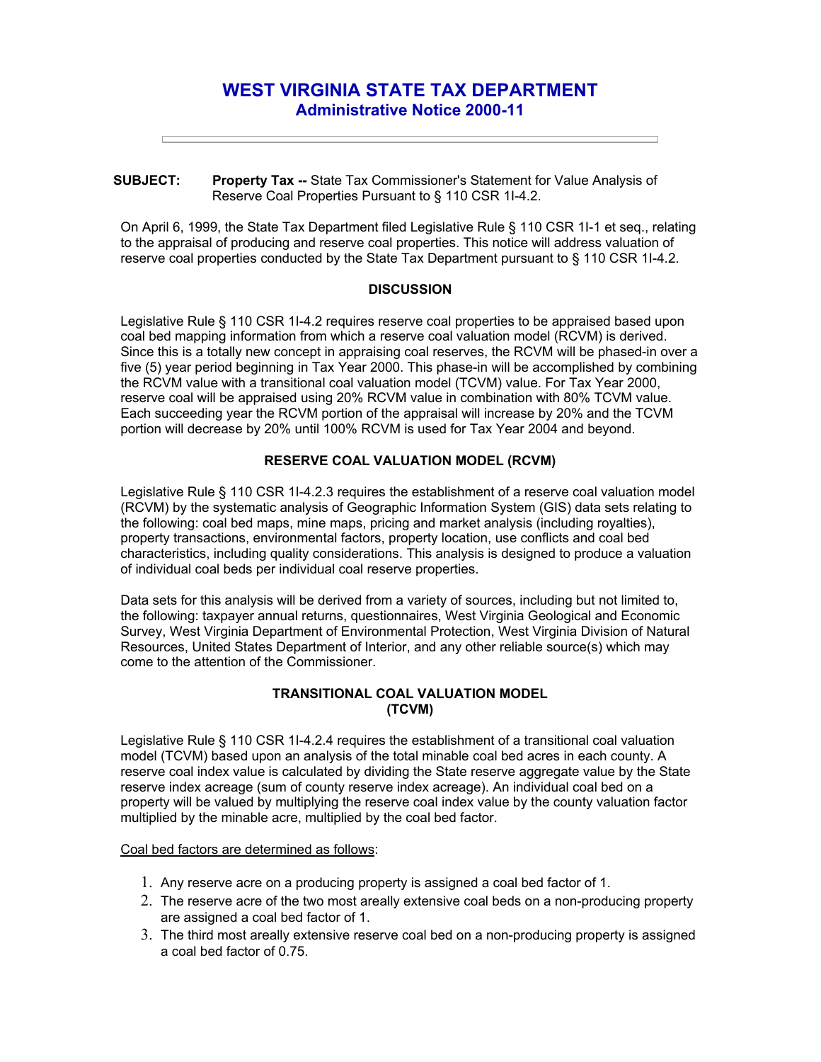# WEST VIRGINIA STATE TAX DEPARTMENT

## Administrative Notice 2000-11

---

**SUBJECT:** **Property Tax --** State Tax Commissioner's Statement for Value Analysis of Reserve Coal Properties Pursuant to § 110 CSR 1I-4.2.

On April 6, 1999, the State Tax Department filed Legislative Rule § 110 CSR 1I-1 et seq., relating to the appraisal of producing and reserve coal properties. This notice will address valuation of reserve coal properties conducted by the State Tax Department pursuant to § 110 CSR 1I-4.2.

### DISCUSSION

Legislative Rule § 110 CSR 1I-4.2 requires reserve coal properties to be appraised based upon coal bed mapping information from which a reserve coal valuation model (RCVM) is derived. Since this is a totally new concept in appraising coal reserves, the RCVM will be phased-in over a five (5) year period beginning in Tax Year 2000. This phase-in will be accomplished by combining the RCVM value with a transitional coal valuation model (TCVM) value. For Tax Year 2000, reserve coal will be appraised using 20% RCVM value in combination with 80% TCVM value. Each succeeding year the RCVM portion of the appraisal will increase by 20% and the TCVM portion will decrease by 20% until 100% RCVM is used for Tax Year 2004 and beyond.

### RESERVE COAL VALUATION MODEL (RCVM)

Legislative Rule § 110 CSR 1I-4.2.3 requires the establishment of a reserve coal valuation model (RCVM) by the systematic analysis of Geographic Information System (GIS) data sets relating to the following: coal bed maps, mine maps, pricing and market analysis (including royalties), property transactions, environmental factors, property location, use conflicts and coal bed characteristics, including quality considerations. This analysis is designed to produce a valuation of individual coal beds per individual coal reserve properties.

Data sets for this analysis will be derived from a variety of sources, including but not limited to, the following: taxpayer annual returns, questionnaires, West Virginia Geological and Economic Survey, West Virginia Department of Environmental Protection, West Virginia Division of Natural Resources, United States Department of Interior, and any other reliable source(s) which may come to the attention of the Commissioner.

### TRANSITIONAL COAL VALUATION MODEL (TCVM)

Legislative Rule § 110 CSR 1I-4.2.4 requires the establishment of a transitional coal valuation model (TCVM) based upon an analysis of the total minable coal bed acres in each county. A reserve coal index value is calculated by dividing the State reserve aggregate value by the State reserve index acreage (sum of county reserve index acreage). An individual coal bed on a property will be valued by multiplying the reserve coal index value by the county valuation factor multiplied by the minable acre, multiplied by the coal bed factor.

Coal bed factors are determined as follows:

1. Any reserve acre on a producing property is assigned a coal bed factor of 1.
2. The reserve acre of the two most areally extensive coal beds on a non-producing property are assigned a coal bed factor of 1.
3. The third most areally extensive reserve coal bed on a non-producing property is assigned a coal bed factor of 0.75.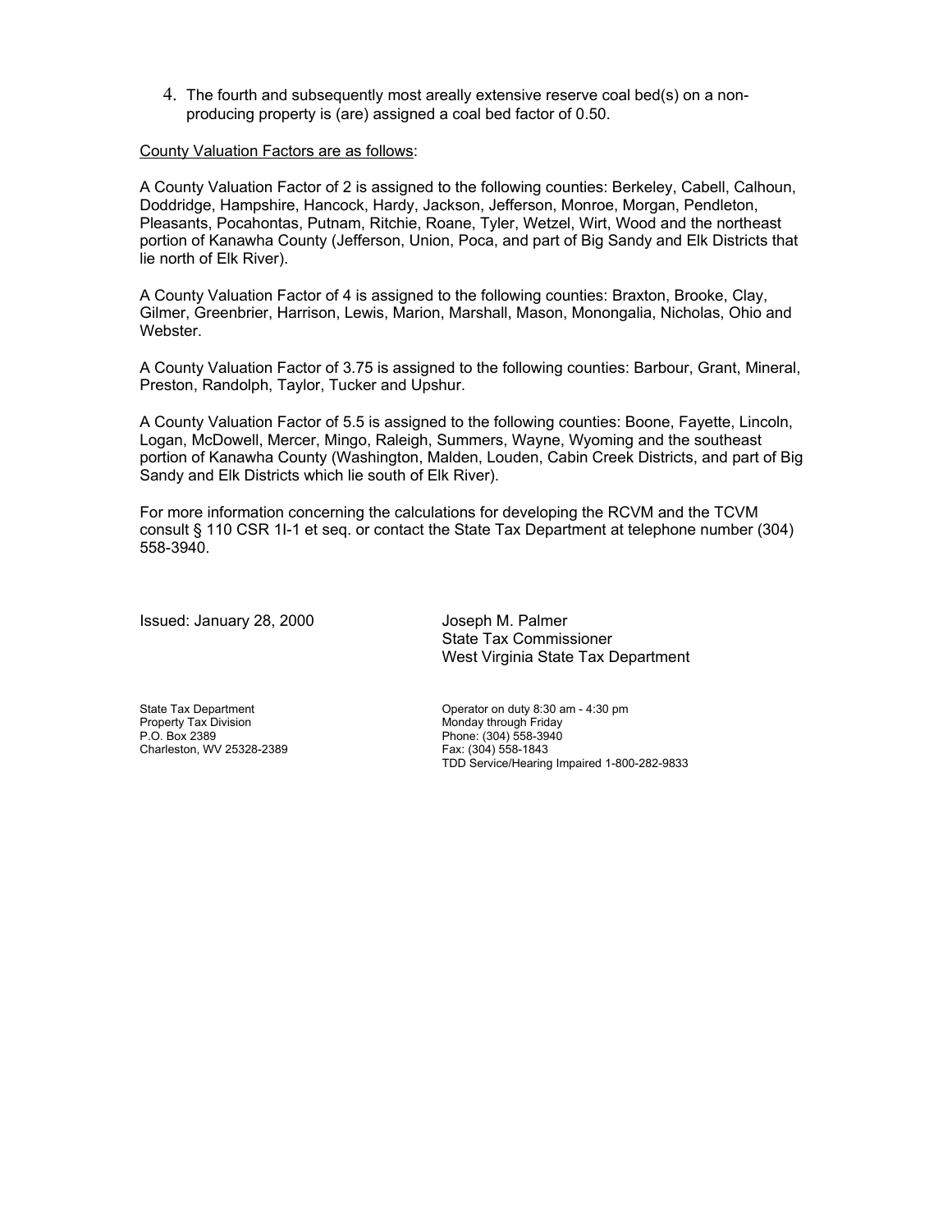4. The fourth and subsequently most areally extensive reserve coal bed(s) on a non-producing property is (are) assigned a coal bed factor of 0.50.

County Valuation Factors are as follows:

A County Valuation Factor of 2 is assigned to the following counties: Berkeley, Cabell, Calhoun, Doddridge, Hampshire, Hancock, Hardy, Jackson, Jefferson, Monroe, Morgan, Pendleton, Pleasants, Pocahontas, Putnam, Ritchie, Roane, Tyler, Wetzel, Wirt, Wood and the northeast portion of Kanawha County (Jefferson, Union, Poca, and part of Big Sandy and Elk Districts that lie north of Elk River).

A County Valuation Factor of 4 is assigned to the following counties: Braxton, Brooke, Clay, Gilmer, Greenbrier, Harrison, Lewis, Marion, Marshall, Mason, Monongalia, Nicholas, Ohio and Webster.

A County Valuation Factor of 3.75 is assigned to the following counties: Barbour, Grant, Mineral, Preston, Randolph, Taylor, Tucker and Upshur.

A County Valuation Factor of 5.5 is assigned to the following counties: Boone, Fayette, Lincoln, Logan, McDowell, Mercer, Mingo, Raleigh, Summers, Wayne, Wyoming and the southeast portion of Kanawha County (Washington, Malden, Louden, Cabin Creek Districts, and part of Big Sandy and Elk Districts which lie south of Elk River).

For more information concerning the calculations for developing the RCVM and the TCVM consult § 110 CSR 1I-1 et seq. or contact the State Tax Department at telephone number (304) 558-3940.

Issued: January 28, 2000

Joseph M. Palmer
State Tax Commissioner
West Virginia State Tax Department

State Tax Department
Property Tax Division
P.O. Box 2389
Charleston, WV 25328-2389

Operator on duty 8:30 am - 4:30 pm
Monday through Friday
Phone: (304) 558-3940
Fax: (304) 558-1843
TDD Service/Hearing Impaired 1-800-282-9833